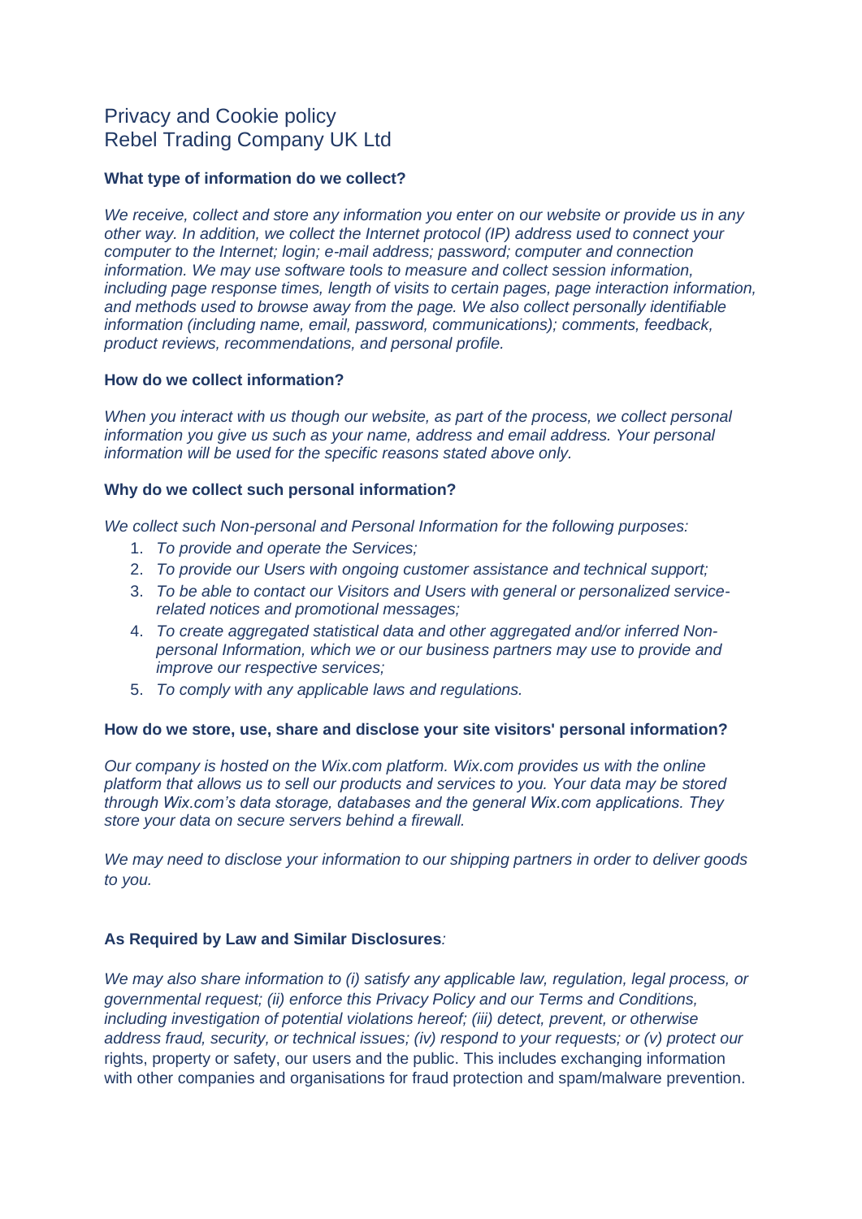# Privacy and Cookie policy
# Rebel Trading Company UK Ltd

**What type of information do we collect?**

*We receive, collect and store any information you enter on our website or provide us in any other way. In addition, we collect the Internet protocol (IP) address used to connect your computer to the Internet; login; e-mail address; password; computer and connection information. We may use software tools to measure and collect session information, including page response times, length of visits to certain pages, page interaction information, and methods used to browse away from the page. We also collect personally identifiable information (including name, email, password, communications); comments, feedback, product reviews, recommendations, and personal profile.*

**How do we collect information?**

*When you interact with us though our website, as part of the process, we collect personal information you give us such as your name, address and email address. Your personal information will be used for the specific reasons stated above only.*

**Why do we collect such personal information?**

*We collect such Non-personal and Personal Information for the following purposes:*

1. *To provide and operate the Services;*
2. *To provide our Users with ongoing customer assistance and technical support;*
3. *To be able to contact our Visitors and Users with general or personalized service-related notices and promotional messages;*
4. *To create aggregated statistical data and other aggregated and/or inferred Non-personal Information, which we or our business partners may use to provide and improve our respective services;*
5. *To comply with any applicable laws and regulations.*

**How do we store, use, share and disclose your site visitors' personal information?**

*Our company is hosted on the Wix.com platform. Wix.com provides us with the online platform that allows us to sell our products and services to you. Your data may be stored through Wix.com's data storage, databases and the general Wix.com applications. They store your data on secure servers behind a firewall.*

*We may need to disclose your information to our shipping partners in order to deliver goods to you.*

**As Required by Law and Similar Disclosures***:*

*We may also share information to (i) satisfy any applicable law, regulation, legal process, or governmental request; (ii) enforce this Privacy Policy and our Terms and Conditions, including investigation of potential violations hereof; (iii) detect, prevent, or otherwise address fraud, security, or technical issues; (iv) respond to your requests; or (v) protect our* rights, property or safety, our users and the public. This includes exchanging information with other companies and organisations for fraud protection and spam/malware prevention.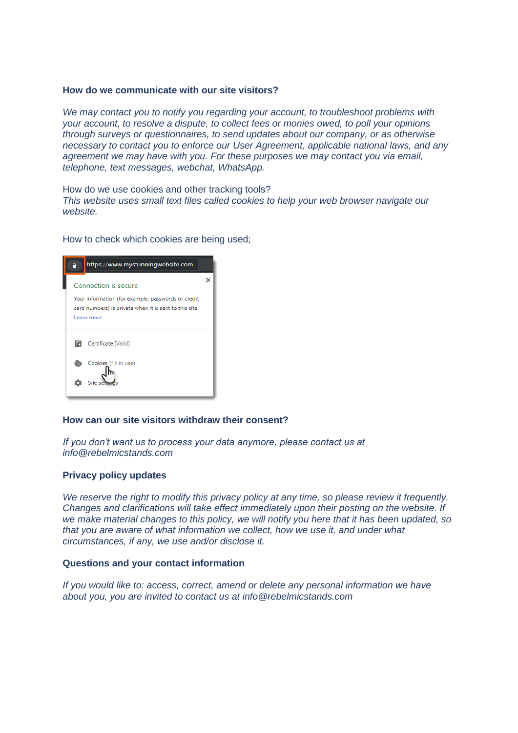**How do we communicate with our site visitors?**

*We may contact you to notify you regarding your account, to troubleshoot problems with your account, to resolve a dispute, to collect fees or monies owed, to poll your opinions through surveys or questionnaires, to send updates about our company, or as otherwise necessary to contact you to enforce our User Agreement, applicable national laws, and any agreement we may have with you. For these purposes we may contact you via email, telephone, text messages, webchat, WhatsApp.*

How do we use cookies and other tracking tools?
*This website uses small text files called cookies to help your web browser navigate our website.*

How to check which cookies are being used;

**How can our site visitors withdraw their consent?**

*If you don't want us to process your data anymore, please contact us at info@rebelmicstands.com*

**Privacy policy updates**

*We reserve the right to modify this privacy policy at any time, so please review it frequently. Changes and clarifications will take effect immediately upon their posting on the website. If we make material changes to this policy, we will notify you here that it has been updated, so that you are aware of what information we collect, how we use it, and under what circumstances, if any, we use and/or disclose it.*

**Questions and your contact information**

*If you would like to: access, correct, amend or delete any personal information we have about you, you are invited to contact us at info@rebelmicstands.com*